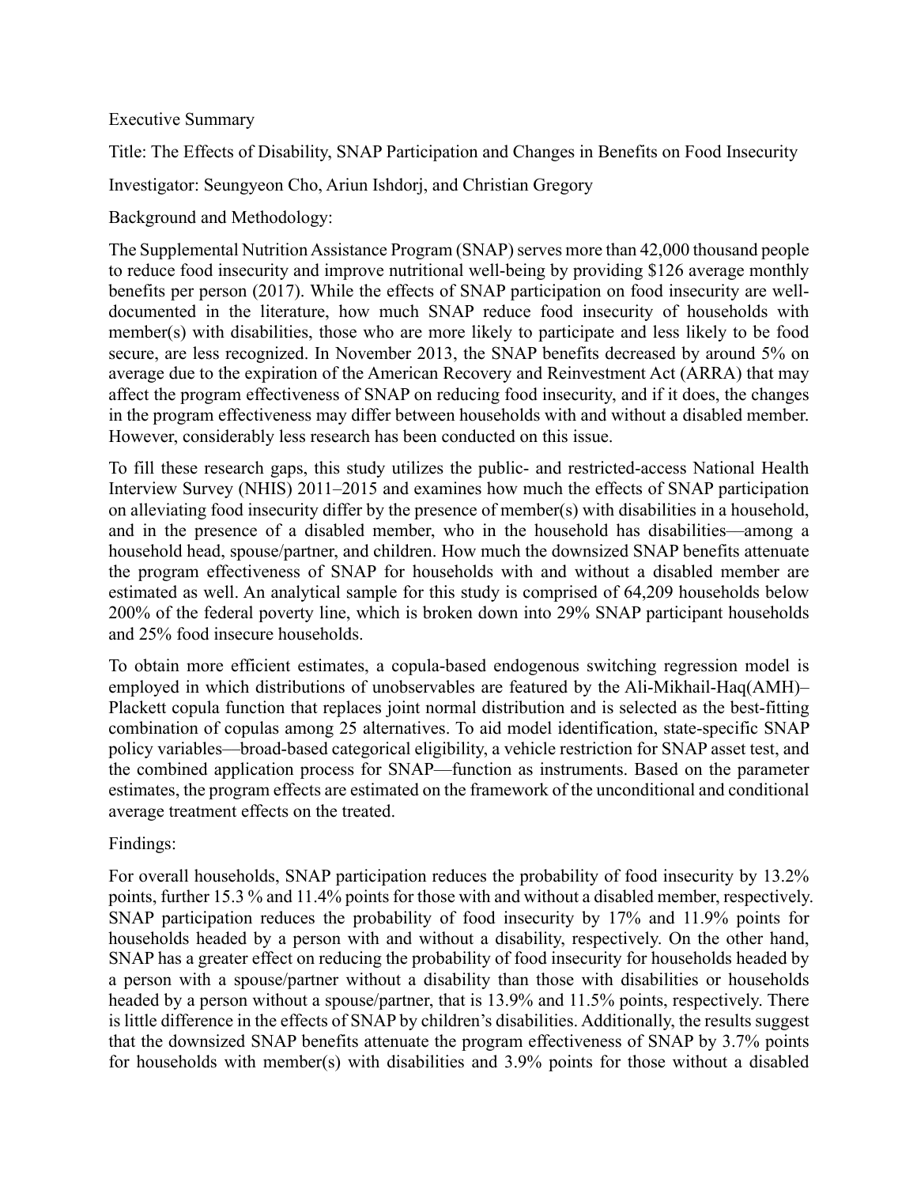Executive Summary

Title: The Effects of Disability, SNAP Participation and Changes in Benefits on Food Insecurity

Investigator: Seungyeon Cho, Ariun Ishdorj, and Christian Gregory

Background and Methodology:

The Supplemental Nutrition Assistance Program (SNAP) serves more than 42,000 thousand people to reduce food insecurity and improve nutritional well-being by providing $126 average monthly benefits per person (2017). While the effects of SNAP participation on food insecurity are well-documented in the literature, how much SNAP reduce food insecurity of households with member(s) with disabilities, those who are more likely to participate and less likely to be food secure, are less recognized. In November 2013, the SNAP benefits decreased by around 5% on average due to the expiration of the American Recovery and Reinvestment Act (ARRA) that may affect the program effectiveness of SNAP on reducing food insecurity, and if it does, the changes in the program effectiveness may differ between households with and without a disabled member. However, considerably less research has been conducted on this issue.

To fill these research gaps, this study utilizes the public- and restricted-access National Health Interview Survey (NHIS) 2011–2015 and examines how much the effects of SNAP participation on alleviating food insecurity differ by the presence of member(s) with disabilities in a household, and in the presence of a disabled member, who in the household has disabilities—among a household head, spouse/partner, and children. How much the downsized SNAP benefits attenuate the program effectiveness of SNAP for households with and without a disabled member are estimated as well. An analytical sample for this study is comprised of 64,209 households below 200% of the federal poverty line, which is broken down into 29% SNAP participant households and 25% food insecure households.

To obtain more efficient estimates, a copula-based endogenous switching regression model is employed in which distributions of unobservables are featured by the Ali-Mikhail-Haq(AMH)–Plackett copula function that replaces joint normal distribution and is selected as the best-fitting combination of copulas among 25 alternatives. To aid model identification, state-specific SNAP policy variables—broad-based categorical eligibility, a vehicle restriction for SNAP asset test, and the combined application process for SNAP—function as instruments. Based on the parameter estimates, the program effects are estimated on the framework of the unconditional and conditional average treatment effects on the treated.

Findings:

For overall households, SNAP participation reduces the probability of food insecurity by 13.2% points, further 15.3 % and 11.4% points for those with and without a disabled member, respectively. SNAP participation reduces the probability of food insecurity by 17% and 11.9% points for households headed by a person with and without a disability, respectively. On the other hand, SNAP has a greater effect on reducing the probability of food insecurity for households headed by a person with a spouse/partner without a disability than those with disabilities or households headed by a person without a spouse/partner, that is 13.9% and 11.5% points, respectively. There is little difference in the effects of SNAP by children's disabilities. Additionally, the results suggest that the downsized SNAP benefits attenuate the program effectiveness of SNAP by 3.7% points for households with member(s) with disabilities and 3.9% points for those without a disabled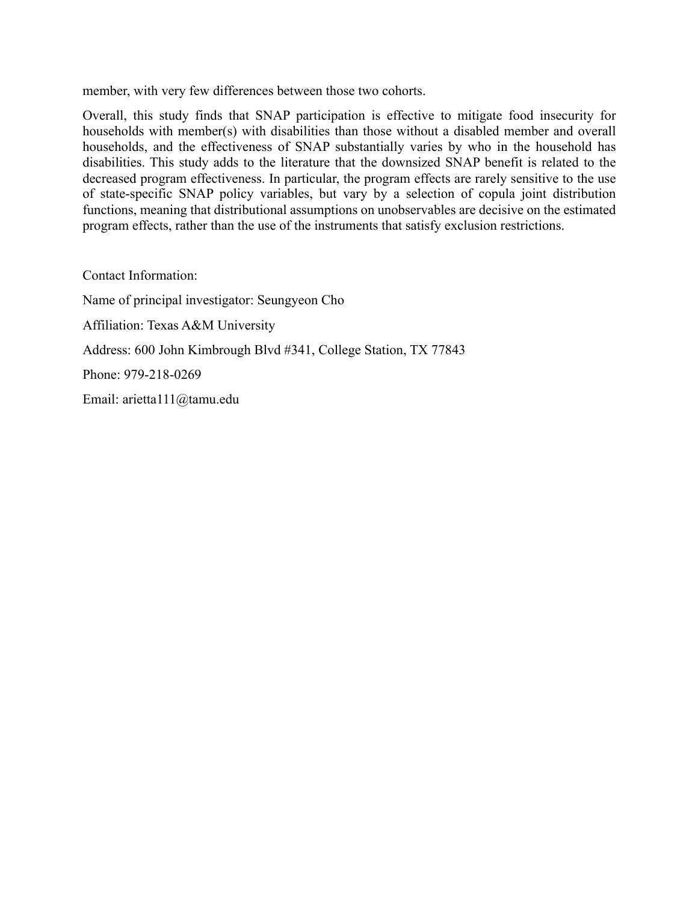member, with very few differences between those two cohorts.

Overall, this study finds that SNAP participation is effective to mitigate food insecurity for households with member(s) with disabilities than those without a disabled member and overall households, and the effectiveness of SNAP substantially varies by who in the household has disabilities. This study adds to the literature that the downsized SNAP benefit is related to the decreased program effectiveness. In particular, the program effects are rarely sensitive to the use of state-specific SNAP policy variables, but vary by a selection of copula joint distribution functions, meaning that distributional assumptions on unobservables are decisive on the estimated program effects, rather than the use of the instruments that satisfy exclusion restrictions.

Contact Information:

Name of principal investigator: Seungyeon Cho

Affiliation: Texas A&M University

Address: 600 John Kimbrough Blvd #341, College Station, TX 77843

Phone: 979-218-0269

Email: arietta111@tamu.edu